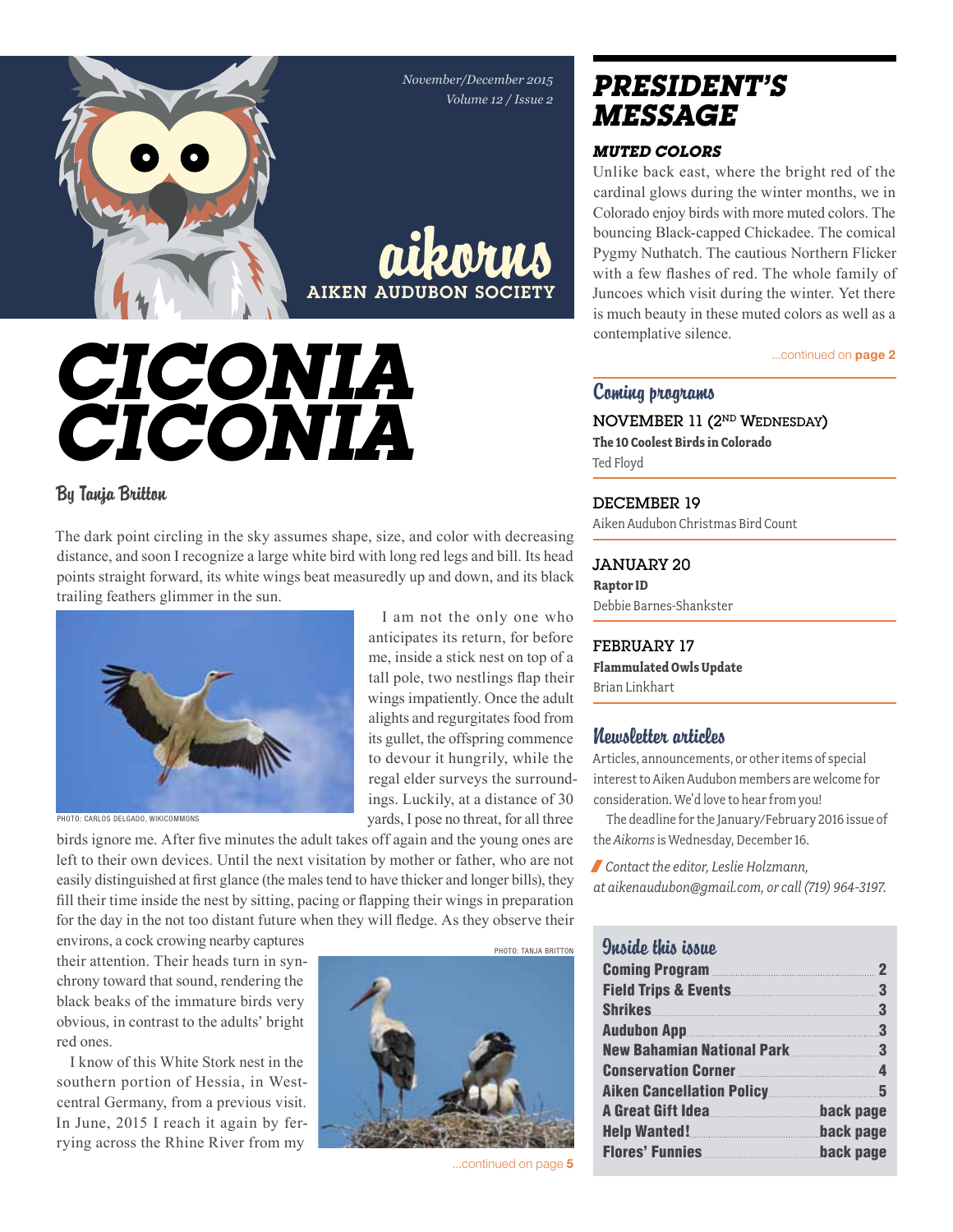November/December 2015
Volume 12 / Issue 2

aikorns
AIKEN AUDUBON SOCIETY

# CICONIA CICONIA

By Tanja Britton

The dark point circling in the sky assumes shape, size, and color with decreasing distance, and soon I recognize a large white bird with long red legs and bill. Its head points straight forward, its white wings beat measuredly up and down, and its black trailing feathers glimmer in the sun.

PHOTO: CARLOS DELGADO, WIKICOMMONS

I am not the only one who anticipates its return, for before me, inside a stick nest on top of a tall pole, two nestlings flap their wings impatiently. Once the adult alights and regurgitates food from its gullet, the offspring commence to devour it hungrily, while the regal elder surveys the surroundings. Luckily, at a distance of 30 yards, I pose no threat, for all three birds ignore me. After five minutes the adult takes off again and the young ones are left to their own devices. Until the next visitation by mother or father, who are not easily distinguished at first glance (the males tend to have thicker and longer bills), they fill their time inside the nest by sitting, pacing or flapping their wings in preparation for the day in the not too distant future when they will fledge. As they observe their environs, a cock crowing nearby captures their attention. Their heads turn in synchrony toward that sound, rendering the black beaks of the immature birds very obvious, in contrast to the adults' bright red ones.

PHOTO: TANJA BRITTON

I know of this White Stork nest in the southern portion of Hessia, in West-central Germany, from a previous visit. In June, 2015 I reach it again by ferrying across the Rhine River from my

...continued on **page 5**

## PRESIDENT'S MESSAGE

### MUTED COLORS

Unlike back east, where the bright red of the cardinal glows during the winter months, we in Colorado enjoy birds with more muted colors. The bouncing Black-capped Chickadee. The comical Pygmy Nuthatch. The cautious Northern Flicker with a few flashes of red. The whole family of Juncoes which visit during the winter. Yet there is much beauty in these muted colors as well as a contemplative silence.

...continued on **page 2**

## Coming programs

**NOVEMBER 11 (2ND WEDNESDAY)**
**The 10 Coolest Birds in Colorado**
Ted Floyd

**DECEMBER 19**
Aiken Audubon Christmas Bird Count

**JANUARY 20**
**Raptor ID**
Debbie Barnes-Shankster

**FEBRUARY 17**
**Flammulated Owls Update**
Brian Linkhart

## Newsletter articles

Articles, announcements, or other items of special interest to Aiken Audubon members are welcome for consideration. We'd love to hear from you!

The deadline for the January/February 2016 issue of the *Aikorns* is Wednesday, December 16.

*Contact the editor, Leslie Holzmann, at aikenaudubon@gmail.com, or call (719) 964-3197.*

## Inside this issue

| | |
|---|---|
| **Coming Program** | 2 |
| **Field Trips & Events** | 3 |
| **Shrikes** | 3 |
| **Audubon App** | 3 |
| **New Bahamian National Park** | 3 |
| **Conservation Corner** | 4 |
| **Aiken Cancellation Policy** | 5 |
| **A Great Gift Idea** | back page |
| **Help Wanted!** | back page |
| **Flores' Funnies** | back page |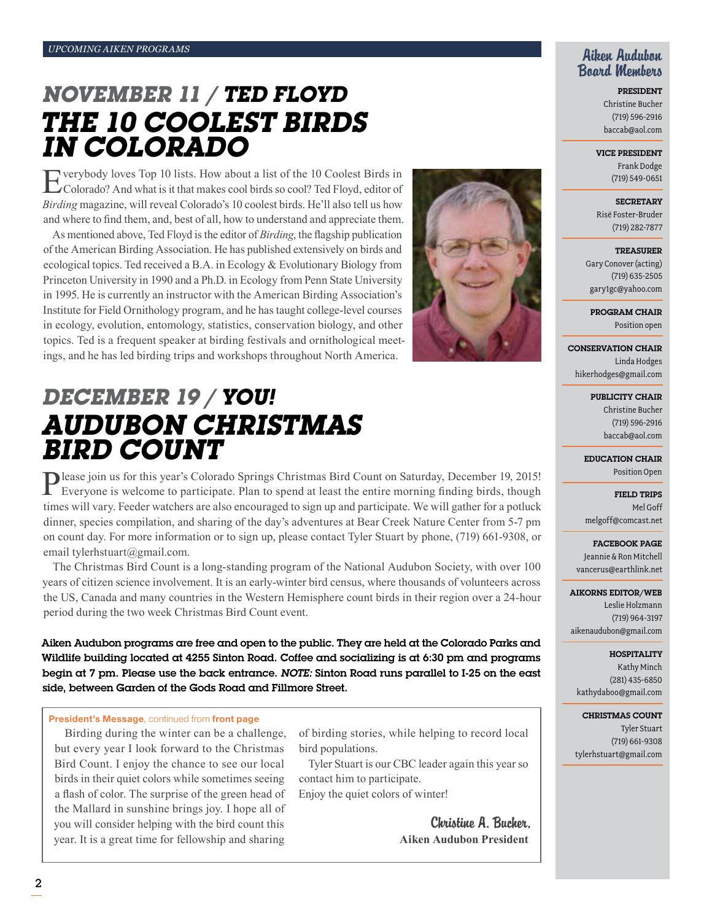*UPCOMING AIKEN PROGRAMS*

## *NOVEMBER 11 / TED FLOYD*
## *THE 10 COOLEST BIRDS IN COLORADO*

Everybody loves Top 10 lists. How about a list of the 10 Coolest Birds in Colorado? And what is it that makes cool birds so cool? Ted Floyd, editor of *Birding* magazine, will reveal Colorado's 10 coolest birds. He'll also tell us how and where to find them, and, best of all, how to understand and appreciate them.

As mentioned above, Ted Floyd is the editor of *Birding*, the flagship publication of the American Birding Association. He has published extensively on birds and ecological topics. Ted received a B.A. in Ecology & Evolutionary Biology from Princeton University in 1990 and a Ph.D. in Ecology from Penn State University in 1995. He is currently an instructor with the American Birding Association's Institute for Field Ornithology program, and he has taught college-level courses in ecology, evolution, entomology, statistics, conservation biology, and other topics. Ted is a frequent speaker at birding festivals and ornithological meetings, and he has led birding trips and workshops throughout North America.

## *DECEMBER 19 / YOU!*
## *AUDUBON CHRISTMAS BIRD COUNT*

Please join us for this year's Colorado Springs Christmas Bird Count on Saturday, December 19, 2015! Everyone is welcome to participate. Plan to spend at least the entire morning finding birds, though times will vary. Feeder watchers are also encouraged to sign up and participate. We will gather for a potluck dinner, species compilation, and sharing of the day's adventures at Bear Creek Nature Center from 5-7 pm on count day. For more information or to sign up, please contact Tyler Stuart by phone, (719) 661-9308, or email tylerhstuart@gmail.com.

The Christmas Bird Count is a long-standing program of the National Audubon Society, with over 100 years of citizen science involvement. It is an early-winter bird census, where thousands of volunteers across the US, Canada and many countries in the Western Hemisphere count birds in their region over a 24-hour period during the two week Christmas Bird Count event.

**Aiken Audubon programs are free and open to the public. They are held at the Colorado Parks and Wildlife building located at 4255 Sinton Road. Coffee and socializing is at 6:30 pm and programs begin at 7 pm. Please use the back entrance. *NOTE:* Sinton Road runs parallel to I-25 on the east side, between Garden of the Gods Road and Fillmore Street.**

**President's Message**, continued from **front page**

Birding during the winter can be a challenge, but every year I look forward to the Christmas Bird Count. I enjoy the chance to see our local birds in their quiet colors while sometimes seeing a flash of color. The surprise of the green head of the Mallard in sunshine brings joy. I hope all of you will consider helping with the bird count this year. It is a great time for fellowship and sharing of birding stories, while helping to record local bird populations.

Tyler Stuart is our CBC leader again this year so contact him to participate.

Enjoy the quiet colors of winter!

*Christine A. Bucher,*
**Aiken Audubon President**

---

### Aiken Audubon Board Members

**PRESIDENT**
Christine Bucher
(719) 596-2916
baccab@aol.com

**VICE PRESIDENT**
Frank Dodge
(719) 549-0651

**SECRETARY**
Risë Foster-Bruder
(719) 282-7877

**TREASURER**
Gary Conover (acting)
(719) 635-2505
gary1gc@yahoo.com

**PROGRAM CHAIR**
Position open

**CONSERVATION CHAIR**
Linda Hodges
hikerhodges@gmail.com

**PUBLICITY CHAIR**
Christine Bucher
(719) 596-2916
baccab@aol.com

**EDUCATION CHAIR**
Position Open

**FIELD TRIPS**
Mel Goff
melgoff@comcast.net

**FACEBOOK PAGE**
Jeannie & Ron Mitchell
vancerus@earthlink.net

**AIKORNS EDITOR/WEB**
Leslie Holzmann
(719) 964-3197
aikenaudubon@gmail.com

**HOSPITALITY**
Kathy Minch
(281) 435-6850
kathydaboo@gmail.com

**CHRISTMAS COUNT**
Tyler Stuart
(719) 661-9308
tylerhstuart@gmail.com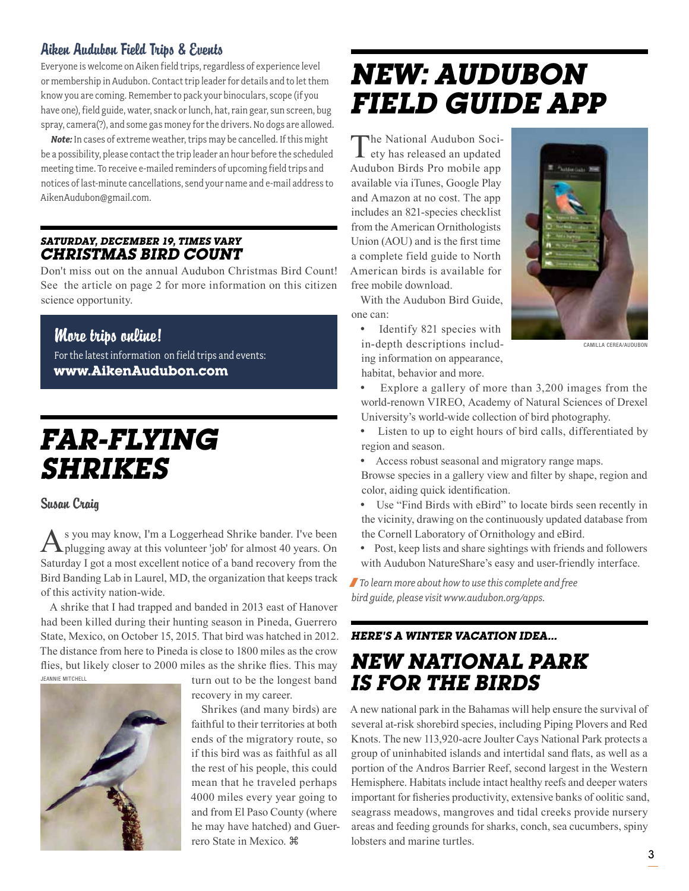## Aiken Audubon Field Trips & Events

Everyone is welcome on Aiken field trips, regardless of experience level or membership in Audubon. Contact trip leader for details and to let them know you are coming. Remember to pack your binoculars, scope (if you have one), field guide, water, snack or lunch, hat, rain gear, sun screen, bug spray, camera(?), and some gas money for the drivers. No dogs are allowed.

***Note:*** In cases of extreme weather, trips may be cancelled. If this might be a possibility, please contact the trip leader an hour before the scheduled meeting time. To receive e-mailed reminders of upcoming field trips and notices of last-minute cancellations, send your name and e-mail address to AikenAudubon@gmail.com.

### *SATURDAY, DECEMBER 19, TIMES VARY*
### *CHRISTMAS BIRD COUNT*

Don't miss out on the annual Audubon Christmas Bird Count! See the article on page 2 for more information on this citizen science opportunity.

### More trips online!

For the latest information on field trips and events:
**www.AikenAudubon.com**

# *FAR-FLYING SHRIKES*

### Susan Craig

As you may know, I'm a Loggerhead Shrike bander. I've been plugging away at this volunteer 'job' for almost 40 years. On Saturday I got a most excellent notice of a band recovery from the Bird Banding Lab in Laurel, MD, the organization that keeps track of this activity nation-wide.

A shrike that I had trapped and banded in 2013 east of Hanover had been killed during their hunting season in Pineda, Guerrero State, Mexico, on October 15, 2015. That bird was hatched in 2012. The distance from here to Pineda is close to 1800 miles as the crow flies, but likely closer to 2000 miles as the shrike flies. This may turn out to be the longest band recovery in my career.

JEANNIE MITCHELL

Shrikes (and many birds) are faithful to their territories at both ends of the migratory route, so if this bird was as faithful as all the rest of his people, this could mean that he traveled perhaps 4000 miles every year going to and from El Paso County (where he may have hatched) and Guerrero State in Mexico. ⌘

# *NEW: AUDUBON FIELD GUIDE APP*

The National Audubon Society has released an updated Audubon Birds Pro mobile app available via iTunes, Google Play and Amazon at no cost. The app includes an 821-species checklist from the American Ornithologists Union (AOU) and is the first time a complete field guide to North American birds is available for free mobile download.

CAMILLA CEREA/AUDUBON

With the Audubon Bird Guide, one can:

- Identify 821 species with in-depth descriptions including information on appearance, habitat, behavior and more.
- Explore a gallery of more than 3,200 images from the world-renown VIREO, Academy of Natural Sciences of Drexel University's world-wide collection of bird photography.
- Listen to up to eight hours of bird calls, differentiated by region and season.
- Access robust seasonal and migratory range maps. Browse species in a gallery view and filter by shape, region and color, aiding quick identification.
- Use "Find Birds with eBird" to locate birds seen recently in the vicinity, drawing on the continuously updated database from the Cornell Laboratory of Ornithology and eBird.
- Post, keep lists and share sightings with friends and followers with Audubon NatureShare's easy and user-friendly interface.

*To learn more about how to use this complete and free bird guide, please visit www.audubon.org/apps.*

### *HERE'S A WINTER VACATION IDEA...*
# *NEW NATIONAL PARK IS FOR THE BIRDS*

A new national park in the Bahamas will help ensure the survival of several at-risk shorebird species, including Piping Plovers and Red Knots. The new 113,920-acre Joulter Cays National Park protects a group of uninhabited islands and intertidal sand flats, as well as a portion of the Andros Barrier Reef, second largest in the Western Hemisphere. Habitats include intact healthy reefs and deeper waters important for fisheries productivity, extensive banks of oolitic sand, seagrass meadows, mangroves and tidal creeks provide nursery areas and feeding grounds for sharks, conch, sea cucumbers, spiny lobsters and marine turtles.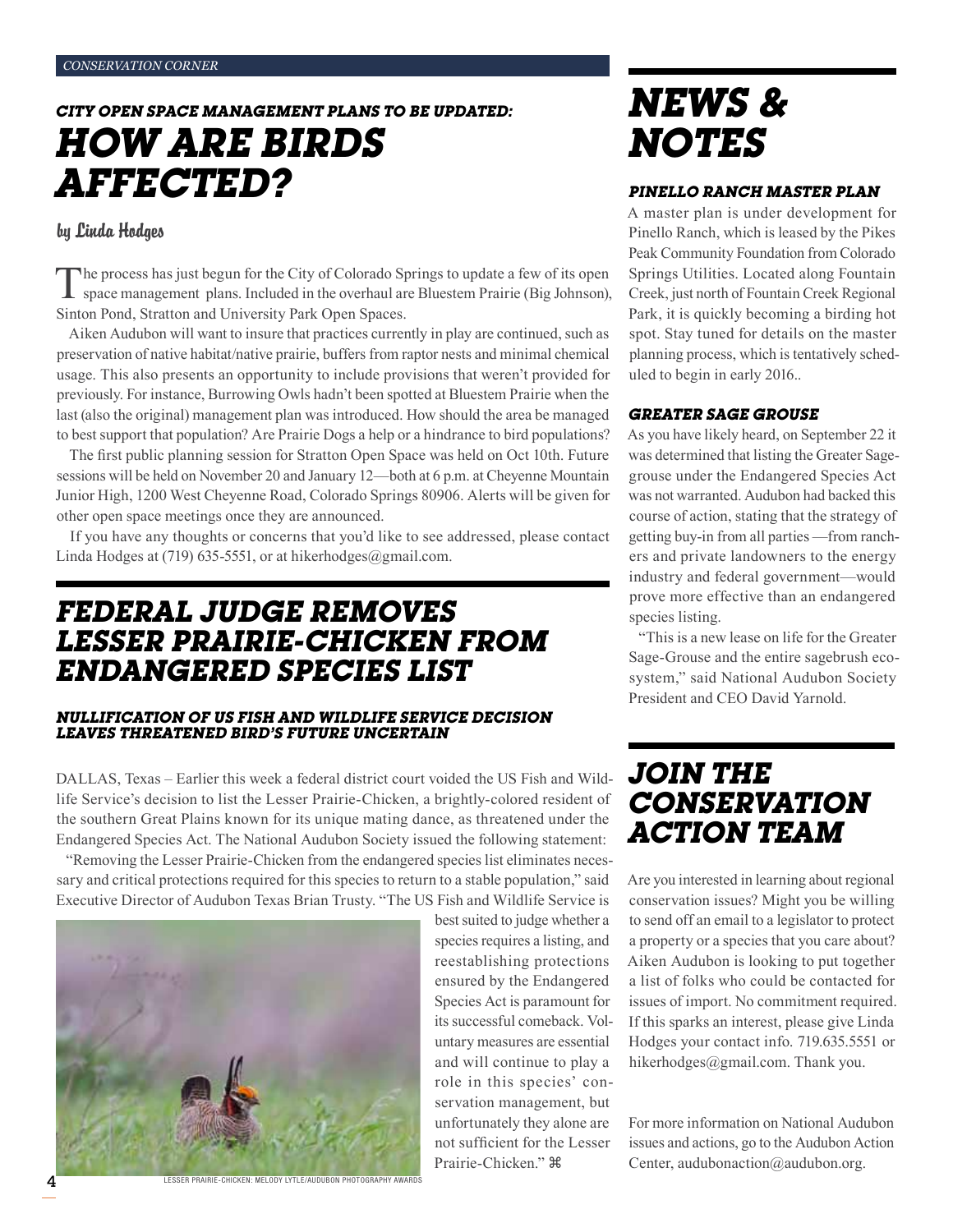CONSERVATION CORNER

### CITY OPEN SPACE MANAGEMENT PLANS TO BE UPDATED:

# HOW ARE BIRDS AFFECTED?

by Linda Hodges

The process has just begun for the City of Colorado Springs to update a few of its open space management plans. Included in the overhaul are Bluestem Prairie (Big Johnson), Sinton Pond, Stratton and University Park Open Spaces.

Aiken Audubon will want to insure that practices currently in play are continued, such as preservation of native habitat/native prairie, buffers from raptor nests and minimal chemical usage. This also presents an opportunity to include provisions that weren't provided for previously. For instance, Burrowing Owls hadn't been spotted at Bluestem Prairie when the last (also the original) management plan was introduced. How should the area be managed to best support that population? Are Prairie Dogs a help or a hindrance to bird populations?

The first public planning session for Stratton Open Space was held on Oct 10th. Future sessions will be held on November 20 and January 12—both at 6 p.m. at Cheyenne Mountain Junior High, 1200 West Cheyenne Road, Colorado Springs 80906. Alerts will be given for other open space meetings once they are announced.

If you have any thoughts or concerns that you'd like to see addressed, please contact Linda Hodges at (719) 635-5551, or at hikerhodges@gmail.com.

# FEDERAL JUDGE REMOVES LESSER PRAIRIE-CHICKEN FROM ENDANGERED SPECIES LIST

### NULLIFICATION OF US FISH AND WILDLIFE SERVICE DECISION LEAVES THREATENED BIRD'S FUTURE UNCERTAIN

DALLAS, Texas – Earlier this week a federal district court voided the US Fish and Wildlife Service's decision to list the Lesser Prairie-Chicken, a brightly-colored resident of the southern Great Plains known for its unique mating dance, as threatened under the Endangered Species Act. The National Audubon Society issued the following statement:

"Removing the Lesser Prairie-Chicken from the endangered species list eliminates necessary and critical protections required for this species to return to a stable population," said Executive Director of Audubon Texas Brian Trusty. "The US Fish and Wildlife Service is best suited to judge whether a species requires a listing, and reestablishing protections ensured by the Endangered Species Act is paramount for its successful comeback. Voluntary measures are essential and will continue to play a role in this species' conservation management, but unfortunately they alone are not sufficient for the Lesser Prairie-Chicken." ⌘

LESSER PRAIRIE-CHICKEN: MELODY LYTLE/AUDUBON PHOTOGRAPHY AWARDS

# NEWS & NOTES

### PINELLO RANCH MASTER PLAN

A master plan is under development for Pinello Ranch, which is leased by the Pikes Peak Community Foundation from Colorado Springs Utilities. Located along Fountain Creek, just north of Fountain Creek Regional Park, it is quickly becoming a birding hot spot. Stay tuned for details on the master planning process, which is tentatively scheduled to begin in early 2016..

### GREATER SAGE GROUSE

As you have likely heard, on September 22 it was determined that listing the Greater Sage-grouse under the Endangered Species Act was not warranted. Audubon had backed this course of action, stating that the strategy of getting buy-in from all parties —from ranchers and private landowners to the energy industry and federal government—would prove more effective than an endangered species listing.

"This is a new lease on life for the Greater Sage-Grouse and the entire sagebrush ecosystem," said National Audubon Society President and CEO David Yarnold.

# JOIN THE CONSERVATION ACTION TEAM

Are you interested in learning about regional conservation issues? Might you be willing to send off an email to a legislator to protect a property or a species that you care about? Aiken Audubon is looking to put together a list of folks who could be contacted for issues of import. No commitment required. If this sparks an interest, please give Linda Hodges your contact info. 719.635.5551 or hikerhodges@gmail.com. Thank you.

For more information on National Audubon issues and actions, go to the Audubon Action Center, audubonaction@audubon.org.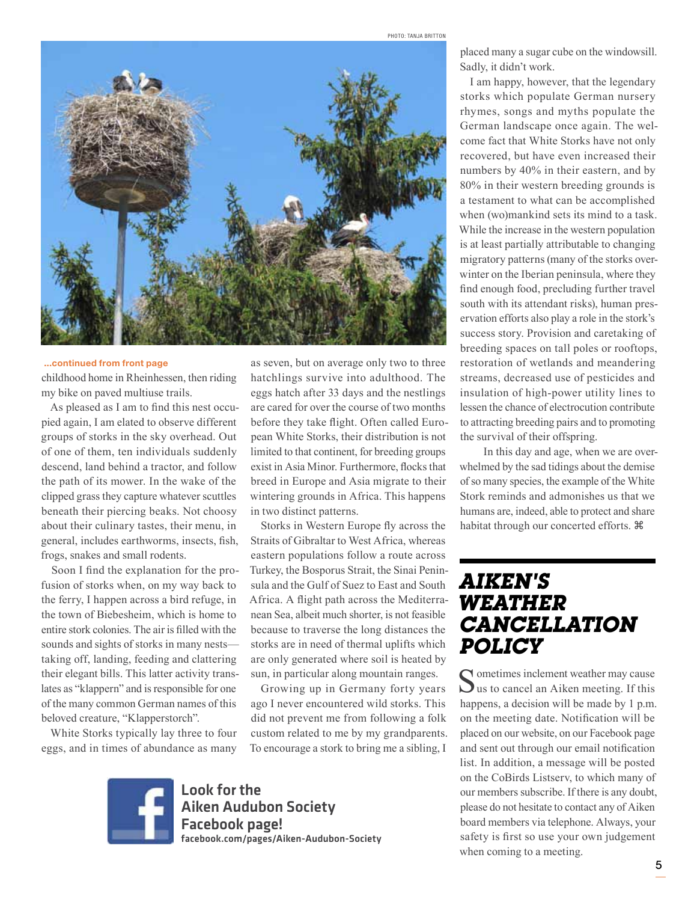PHOTO: TANJA BRITTON

...continued from front page

childhood home in Rheinhessen, then riding my bike on paved multiuse trails.

As pleased as I am to find this nest occupied again, I am elated to observe different groups of storks in the sky overhead. Out of one of them, ten individuals suddenly descend, land behind a tractor, and follow the path of its mower. In the wake of the clipped grass they capture whatever scuttles beneath their piercing beaks. Not choosy about their culinary tastes, their menu, in general, includes earthworms, insects, fish, frogs, snakes and small rodents.

Soon I find the explanation for the profusion of storks when, on my way back to the ferry, I happen across a bird refuge, in the town of Biebesheim, which is home to entire stork colonies. The air is filled with the sounds and sights of storks in many nests—taking off, landing, feeding and clattering their elegant bills. This latter activity translates as "klappern" and is responsible for one of the many common German names of this beloved creature, "Klapperstorch".

White Storks typically lay three to four eggs, and in times of abundance as many as seven, but on average only two to three hatchlings survive into adulthood. The eggs hatch after 33 days and the nestlings are cared for over the course of two months before they take flight. Often called European White Storks, their distribution is not limited to that continent, for breeding groups exist in Asia Minor. Furthermore, flocks that breed in Europe and Asia migrate to their wintering grounds in Africa. This happens in two distinct patterns.

Storks in Western Europe fly across the Straits of Gibraltar to West Africa, whereas eastern populations follow a route across Turkey, the Bosporus Strait, the Sinai Peninsula and the Gulf of Suez to East and South Africa. A flight path across the Mediterranean Sea, albeit much shorter, is not feasible because to traverse the long distances the storks are in need of thermal uplifts which are only generated where soil is heated by sun, in particular along mountain ranges.

Growing up in Germany forty years ago I never encountered wild storks. This did not prevent me from following a folk custom related to me by my grandparents. To encourage a stork to bring me a sibling, I placed many a sugar cube on the windowsill. Sadly, it didn't work.

I am happy, however, that the legendary storks which populate German nursery rhymes, songs and myths populate the German landscape once again. The welcome fact that White Storks have not only recovered, but have even increased their numbers by 40% in their eastern, and by 80% in their western breeding grounds is a testament to what can be accomplished when (wo)mankind sets its mind to a task. While the increase in the western population is at least partially attributable to changing migratory patterns (many of the storks overwinter on the Iberian peninsula, where they find enough food, precluding further travel south with its attendant risks), human preservation efforts also play a role in the stork's success story. Provision and caretaking of breeding spaces on tall poles or rooftops, restoration of wetlands and meandering streams, decreased use of pesticides and insulation of high-power utility lines to lessen the chance of electrocution contribute to attracting breeding pairs and to promoting the survival of their offspring.

In this day and age, when we are overwhelmed by the sad tidings about the demise of so many species, the example of the White Stork reminds and admonishes us that we humans are, indeed, able to protect and share habitat through our concerted efforts. ⌘

**Look for the Aiken Audubon Society Facebook page!**
facebook.com/pages/Aiken-Audubon-Society

## AIKEN'S WEATHER CANCELLATION POLICY

Sometimes inclement weather may cause us to cancel an Aiken meeting. If this happens, a decision will be made by 1 p.m. on the meeting date. Notification will be placed on our website, on our Facebook page and sent out through our email notification list. In addition, a message will be posted on the CoBirds Listserv, to which many of our members subscribe. If there is any doubt, please do not hesitate to contact any of Aiken board members via telephone. Always, your safety is first so use your own judgement when coming to a meeting.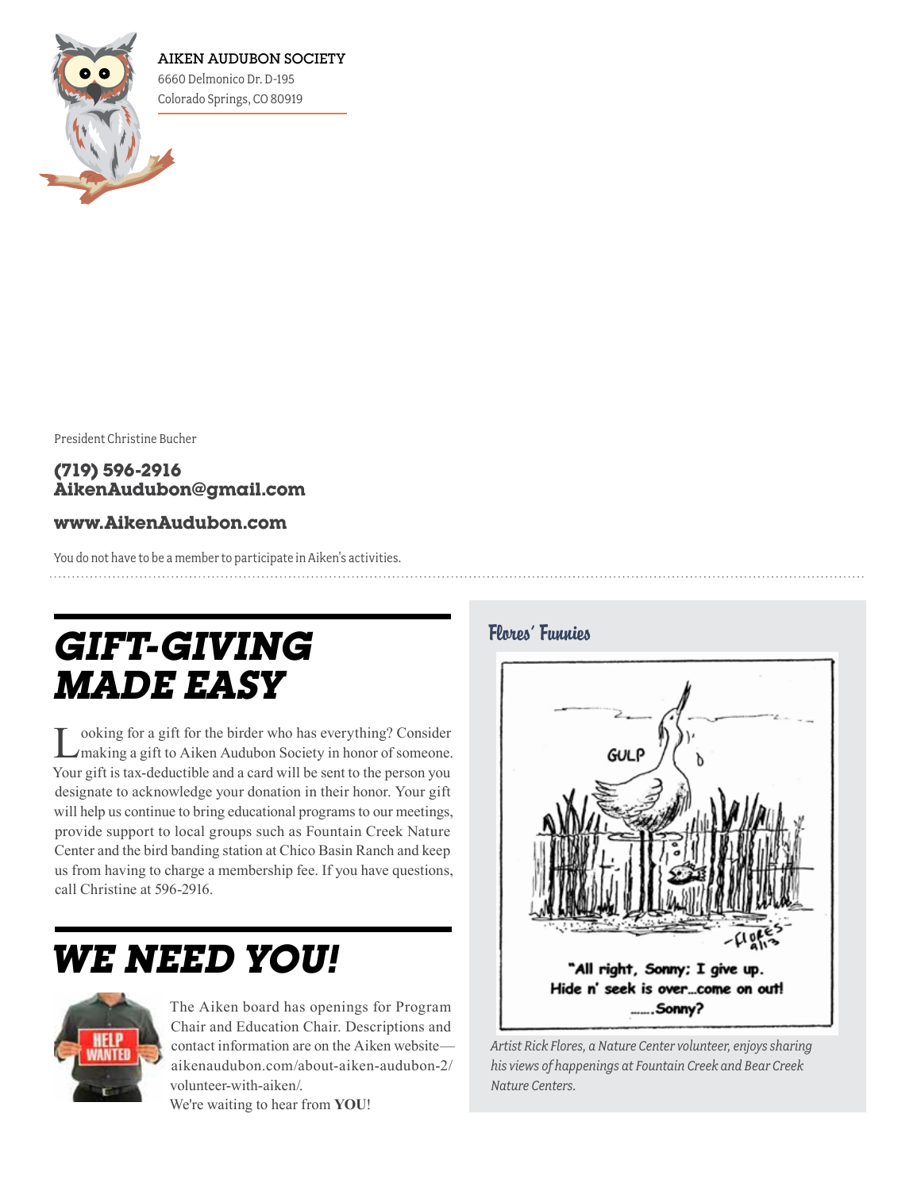**AIKEN AUDUBON SOCIETY**
6660 Delmonico Dr. D-195
Colorado Springs, CO 80919

President Christine Bucher

**(719) 596-2916**
**AikenAudubon@gmail.com**

**www.AikenAudubon.com**

You do not have to be a member to participate in Aiken's activities.

# GIFT-GIVING MADE EASY

Looking for a gift for the birder who has everything? Consider making a gift to Aiken Audubon Society in honor of someone. Your gift is tax-deductible and a card will be sent to the person you designate to acknowledge your donation in their honor. Your gift will help us continue to bring educational programs to our meetings, provide support to local groups such as Fountain Creek Nature Center and the bird banding station at Chico Basin Ranch and keep us from having to charge a membership fee. If you have questions, call Christine at 596-2916.

# WE NEED YOU!

The Aiken board has openings for Program Chair and Education Chair. Descriptions and contact information are on the Aiken website—aikenaudubon.com/about-aiken-audubon-2/volunteer-with-aiken/.
We're waiting to hear from **YOU**!

## Flores' Funnies

GULP

"All right, Sonny; I give up. Hide n' seek is over...come on out! ......Sonny?"

*Artist Rick Flores, a Nature Center volunteer, enjoys sharing his views of happenings at Fountain Creek and Bear Creek Nature Centers.*